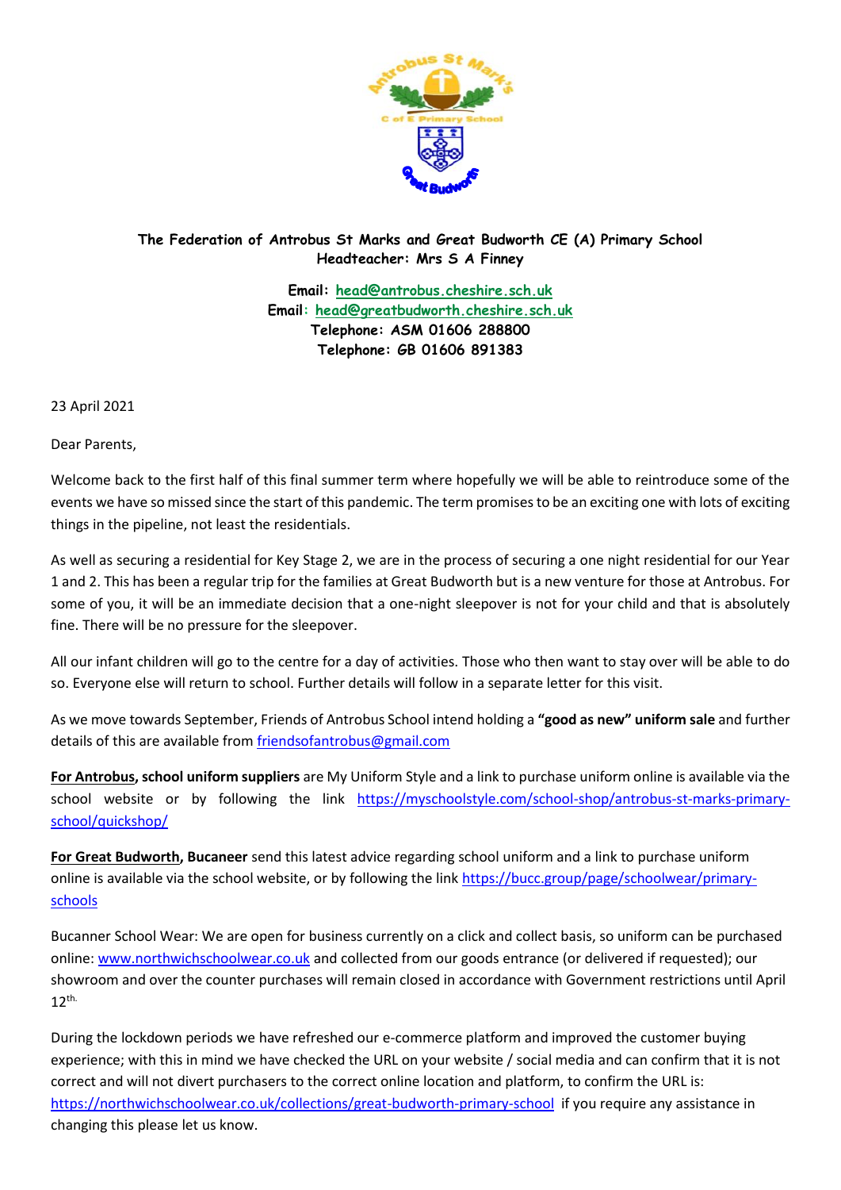**The Federation of Antrobus St Marks and Great Budworth CE (A) Primary School**
**Headteacher: Mrs S A Finney**

**Email: head@antrobus.cheshire.sch.uk**
**Email: head@greatbudworth.cheshire.sch.uk**
**Telephone: ASM 01606 288800**
**Telephone: GB 01606 891383**

23 April 2021

Dear Parents,

Welcome back to the first half of this final summer term where hopefully we will be able to reintroduce some of the events we have so missed since the start of this pandemic. The term promises to be an exciting one with lots of exciting things in the pipeline, not least the residentials.

As well as securing a residential for Key Stage 2, we are in the process of securing a one night residential for our Year 1 and 2. This has been a regular trip for the families at Great Budworth but is a new venture for those at Antrobus. For some of you, it will be an immediate decision that a one-night sleepover is not for your child and that is absolutely fine. There will be no pressure for the sleepover.

All our infant children will go to the centre for a day of activities. Those who then want to stay over will be able to do so. Everyone else will return to school. Further details will follow in a separate letter for this visit.

As we move towards September, Friends of Antrobus School intend holding a **"good as new" uniform sale** and further details of this are available from friendsofantrobus@gmail.com

**For Antrobus, school uniform suppliers** are My Uniform Style and a link to purchase uniform online is available via the school website or by following the link https://myschoolstyle.com/school-shop/antrobus-st-marks-primary-school/quickshop/

**For Great Budworth, Bucaneer** send this latest advice regarding school uniform and a link to purchase uniform online is available via the school website, or by following the link https://bucc.group/page/schoolwear/primary-schools

Bucanner School Wear: We are open for business currently on a click and collect basis, so uniform can be purchased online: www.northwichschoolwear.co.uk and collected from our goods entrance (or delivered if requested); our showroom and over the counter purchases will remain closed in accordance with Government restrictions until April 12th.

During the lockdown periods we have refreshed our e-commerce platform and improved the customer buying experience; with this in mind we have checked the URL on your website / social media and can confirm that it is not correct and will not divert purchasers to the correct online location and platform, to confirm the URL is: https://northwichschoolwear.co.uk/collections/great-budworth-primary-school if you require any assistance in changing this please let us know.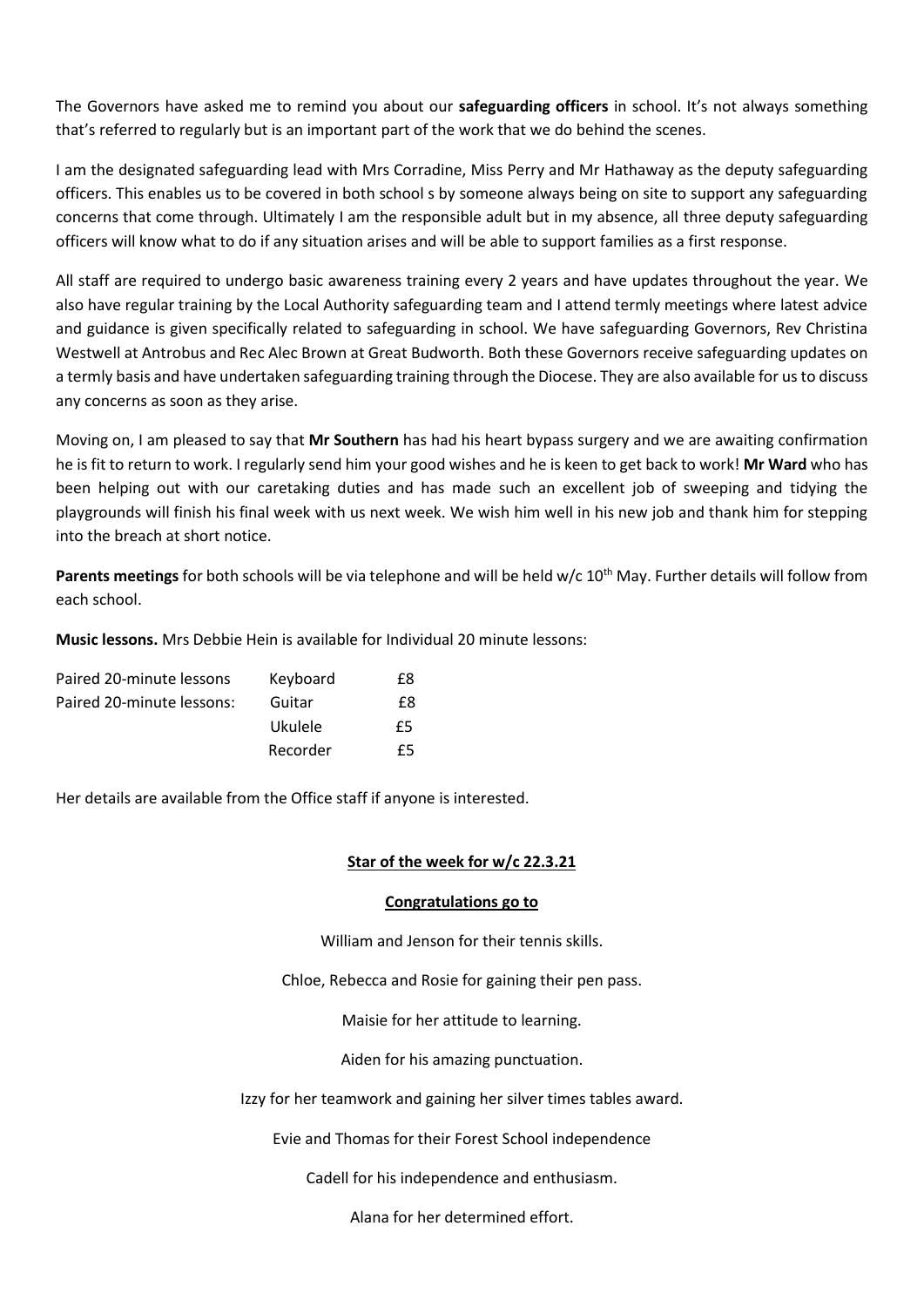The Governors have asked me to remind you about our **safeguarding officers** in school. It's not always something that's referred to regularly but is an important part of the work that we do behind the scenes.

I am the designated safeguarding lead with Mrs Corradine, Miss Perry and Mr Hathaway as the deputy safeguarding officers. This enables us to be covered in both school s by someone always being on site to support any safeguarding concerns that come through. Ultimately I am the responsible adult but in my absence, all three deputy safeguarding officers will know what to do if any situation arises and will be able to support families as a first response.

All staff are required to undergo basic awareness training every 2 years and have updates throughout the year. We also have regular training by the Local Authority safeguarding team and I attend termly meetings where latest advice and guidance is given specifically related to safeguarding in school. We have safeguarding Governors, Rev Christina Westwell at Antrobus and Rec Alec Brown at Great Budworth. Both these Governors receive safeguarding updates on a termly basis and have undertaken safeguarding training through the Diocese. They are also available for us to discuss any concerns as soon as they arise.

Moving on, I am pleased to say that **Mr Southern** has had his heart bypass surgery and we are awaiting confirmation he is fit to return to work. I regularly send him your good wishes and he is keen to get back to work! **Mr Ward** who has been helping out with our caretaking duties and has made such an excellent job of sweeping and tidying the playgrounds will finish his final week with us next week. We wish him well in his new job and thank him for stepping into the breach at short notice.

**Parents meetings** for both schools will be via telephone and will be held w/c 10th May. Further details will follow from each school.

**Music lessons.** Mrs Debbie Hein is available for Individual 20 minute lessons:

| | | |
|---|---|---|
| Paired 20-minute lessons | Keyboard | £8 |
| Paired 20-minute lessons: | Guitar | £8 |
| | Ukulele | £5 |
| | Recorder | £5 |

Her details are available from the Office staff if anyone is interested.

**Star of the week for w/c 22.3.21**

**Congratulations go to**

William and Jenson for their tennis skills.

Chloe, Rebecca and Rosie for gaining their pen pass.

Maisie for her attitude to learning.

Aiden for his amazing punctuation.

Izzy for her teamwork and gaining her silver times tables award.

Evie and Thomas for their Forest School independence

Cadell for his independence and enthusiasm.

Alana for her determined effort.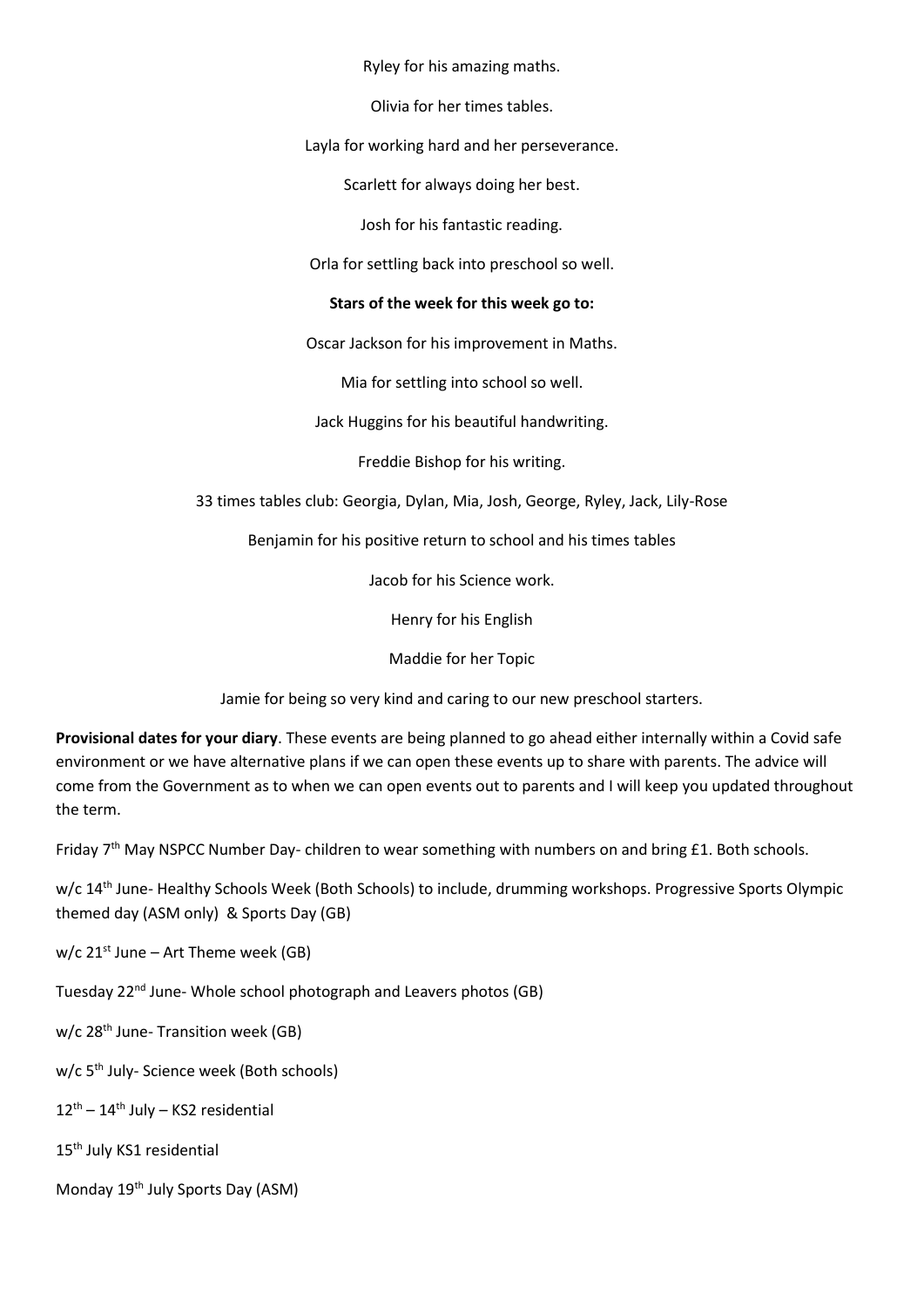Ryley for his amazing maths.

Olivia for her times tables.

Layla for working hard and her perseverance.

Scarlett for always doing her best.

Josh for his fantastic reading.

Orla for settling back into preschool so well.

**Stars of the week for this week go to:**

Oscar Jackson for his improvement in Maths.

Mia for settling into school so well.

Jack Huggins for his beautiful handwriting.

Freddie Bishop for his writing.

33 times tables club: Georgia, Dylan, Mia, Josh, George, Ryley, Jack, Lily-Rose

Benjamin for his positive return to school and his times tables

Jacob for his Science work.

Henry for his English

Maddie for her Topic

Jamie for being so very kind and caring to our new preschool starters.

**Provisional dates for your diary**. These events are being planned to go ahead either internally within a Covid safe environment or we have alternative plans if we can open these events up to share with parents. The advice will come from the Government as to when we can open events out to parents and I will keep you updated throughout the term.

Friday 7th May NSPCC Number Day- children to wear something with numbers on and bring £1. Both schools.

w/c 14th June- Healthy Schools Week (Both Schools) to include, drumming workshops. Progressive Sports Olympic themed day (ASM only) & Sports Day (GB)

w/c 21st June – Art Theme week (GB)

Tuesday 22nd June- Whole school photograph and Leavers photos (GB)

w/c 28th June- Transition week (GB)

w/c 5th July- Science week (Both schools)

12th – 14th July – KS2 residential

15th July KS1 residential

Monday 19th July Sports Day (ASM)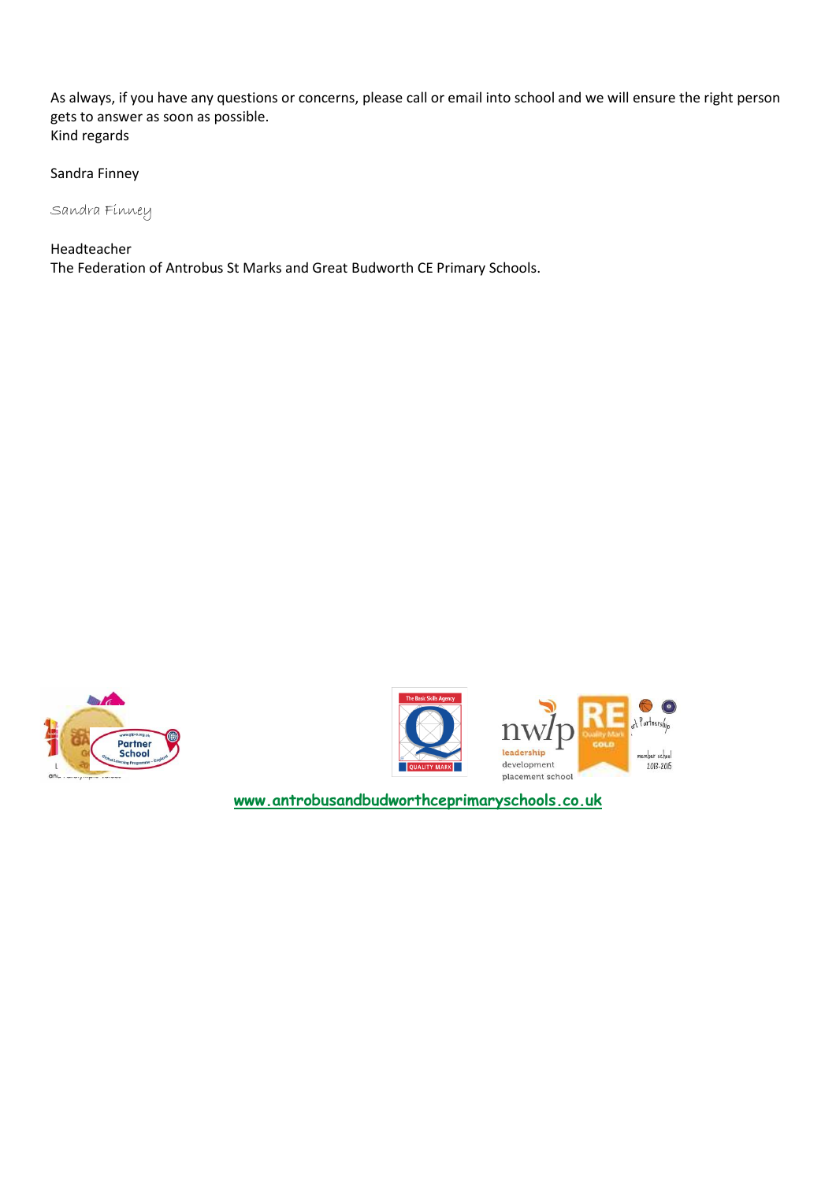As always, if you have any questions or concerns, please call or email into school and we will ensure the right person gets to answer as soon as possible.
Kind regards

Sandra Finney

*Sandra Finney*

Headteacher
The Federation of Antrobus St Marks and Great Budworth CE Primary Schools.

www.antrobusandbudworthceprimaryschools.co.uk